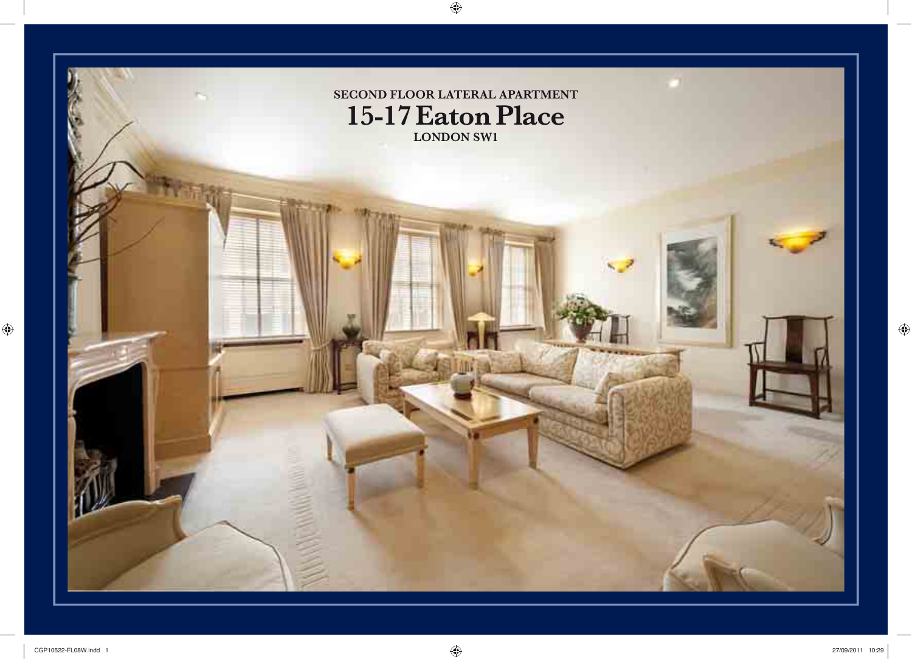SECOND FLOOR LATERAL APARTMENT

# 15-17 Eaton Place

LONDON SW1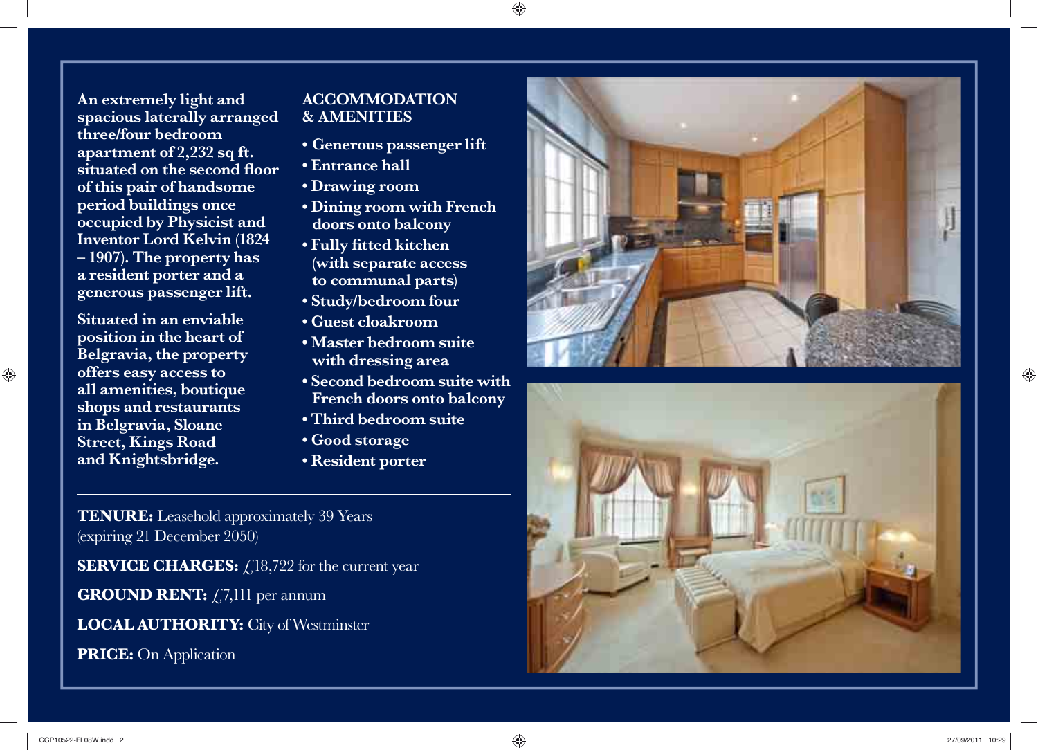**An extremely light and spacious laterally arranged three/four bedroom apartment of 2,232 sq ft. situated on the second floor of this pair of handsome period buildings once occupied by Physicist and Inventor Lord Kelvin (1824 – 1907). The property has a resident porter and a generous passenger lift.**

**Situated in an enviable position in the heart of Belgravia, the property offers easy access to all amenities, boutique shops and restaurants in Belgravia, Sloane Street, Kings Road and Knightsbridge.**

## ACCOMMODATION & AMENITIES

- **Generous passenger lift**
- **Entrance hall**
- **Drawing room**
- **Dining room with French doors onto balcony**
- **Fully fitted kitchen (with separate access to communal parts)**
- **Study/bedroom four**
- **Guest cloakroom**
- **Master bedroom suite with dressing area**
- **Second bedroom suite with French doors onto balcony**
- **Third bedroom suite**
- **Good storage**
- **Resident porter**

---

**TENURE:** Leasehold approximately 39 Years (expiring 21 December 2050)

**SERVICE CHARGES:** £18,722 for the current year

**GROUND RENT:** £7,111 per annum

**LOCAL AUTHORITY:** City of Westminster

**PRICE:** On Application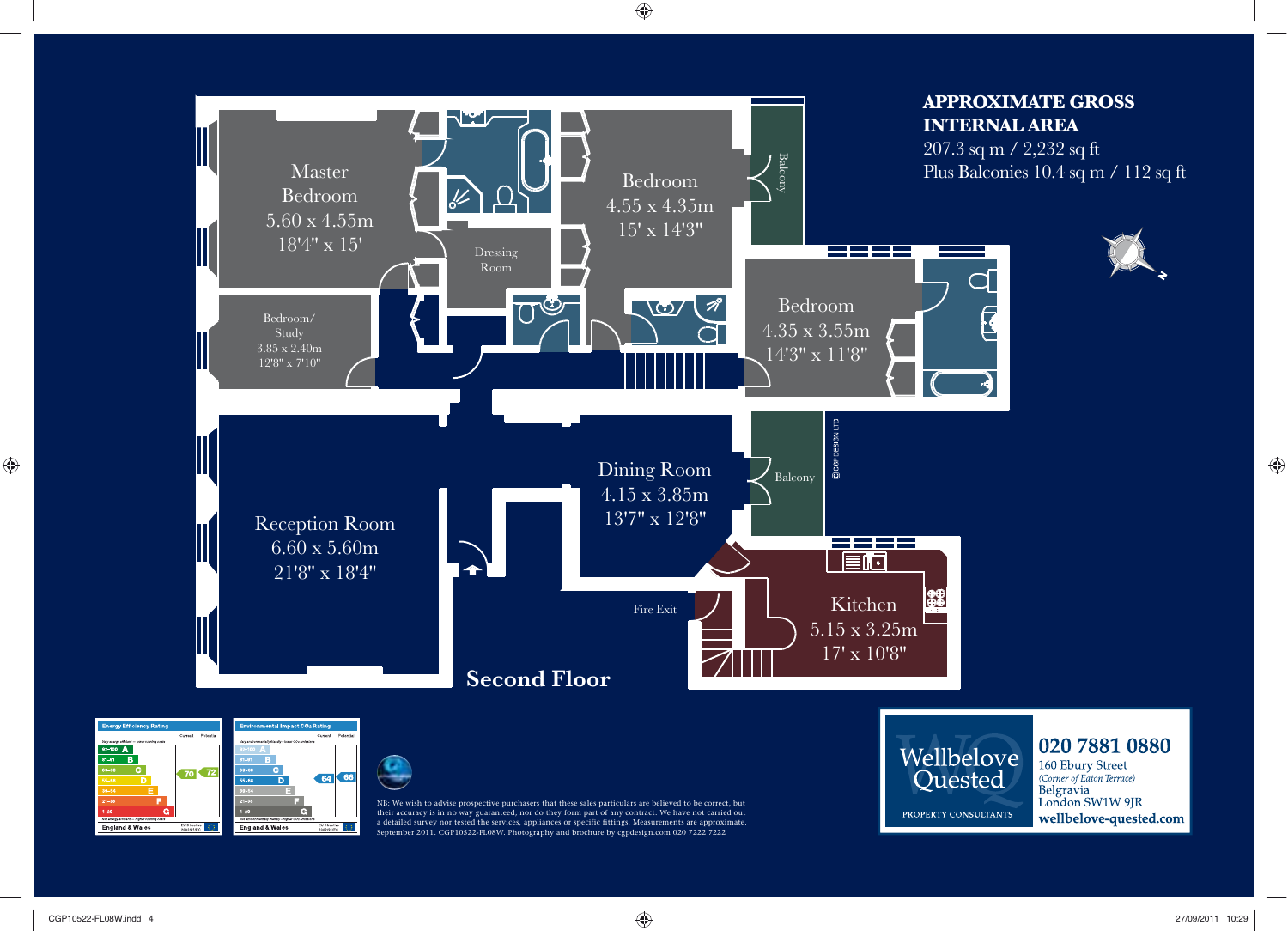**APPROXIMATE GROSS INTERNAL AREA**

207.3 sq m / 2,232 sq ft

Plus Balconies 10.4 sq m / 112 sq ft

Master Bedroom
5.60 x 4.55m
18'4" x 15'

Dressing Room

Bedroom
4.55 x 4.35m
15' x 14'3"

Balcony

Bedroom
4.35 x 3.55m
14'3" x 11'8"

Bedroom/Study
3.85 x 2.40m
12'8" x 7'10"

Dining Room
4.15 x 3.85m
13'7" x 12'8"

Balcony

Reception Room
6.60 x 5.60m
21'8" x 18'4"

Fire Exit

Kitchen
5.15 x 3.25m
17' x 10'8"

## Second Floor

© CGP DESIGN LTD

Energy Efficiency Rating — Current 70, Potential 72 — England & Wales — EU Directive 2002/91/EC

Environmental Impact CO2 Rating — Current 64, Potential 66 — England & Wales — EU Directive 2002/91/EC

NB: We wish to advise prospective purchasers that these sales particulars are believed to be correct, but their accuracy is in no way guaranteed, nor do they form part of any contract. We have not carried out a detailed survey nor tested the services, appliances or specific fittings. Measurements are approximate. September 2011. CGP10522-FL08W. Photography and brochure by cgpdesign.com 020 7222 7222

Wellbelove Quested
PROPERTY CONSULTANTS

020 7881 0880
160 Ebury Street
*(Corner of Eaton Terrace)*
Belgravia
London SW1W 9JR
wellbelove-quested.com